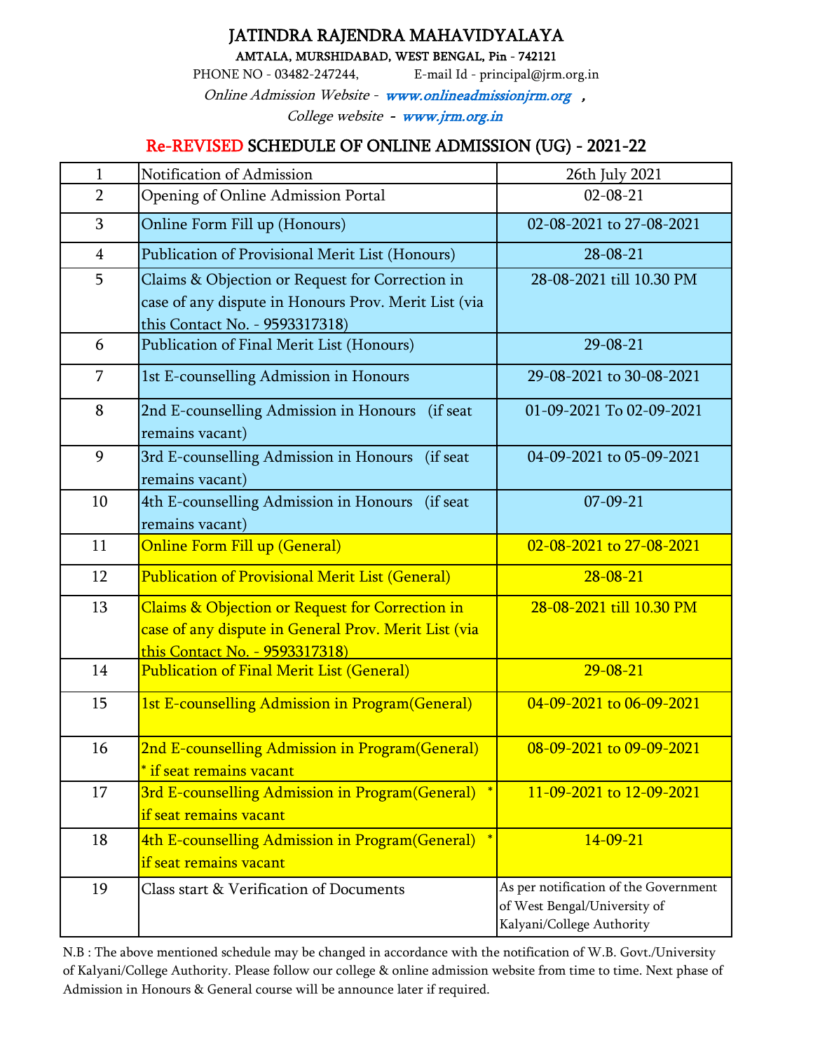# JATINDRA RAJENDRA MAHAVIDYALAYA

AMTALA, MURSHIDABAD, WEST BENGAL, Pin - 742121

PHONE NO - 03482-247244, E-mail Id - principal@jrm.org.in

*Online Admission Website - www.onlineadmissionjrm.org ,*

*College website - www.jrm.org.in*

## Re-REVISED SCHEDULE OF ONLINE ADMISSION (UG) - 2021-22

| 1 | Notification of Admission | 26th July 2021 |
|---|---|---|
| 2 | Opening of Online Admission Portal | 02-08-21 |
| 3 | Online Form Fill up (Honours) | 02-08-2021 to 27-08-2021 |
| 4 | Publication of Provisional Merit List (Honours) | 28-08-21 |
| 5 | Claims & Objection or Request for Correction in case of any dispute in Honours Prov. Merit List (via this Contact No. - 9593317318) | 28-08-2021 till 10.30 PM |
| 6 | Publication of Final Merit List (Honours) | 29-08-21 |
| 7 | 1st E-counselling Admission in Honours | 29-08-2021 to 30-08-2021 |
| 8 | 2nd E-counselling Admission in Honours (if seat remains vacant) | 01-09-2021 To 02-09-2021 |
| 9 | 3rd E-counselling Admission in Honours (if seat remains vacant) | 04-09-2021 to 05-09-2021 |
| 10 | 4th E-counselling Admission in Honours (if seat remains vacant) | 07-09-21 |
| 11 | Online Form Fill up (General) | 02-08-2021 to 27-08-2021 |
| 12 | Publication of Provisional Merit List (General) | 28-08-21 |
| 13 | Claims & Objection or Request for Correction in case of any dispute in General Prov. Merit List (via this Contact No. - 9593317318) | 28-08-2021 till 10.30 PM |
| 14 | Publication of Final Merit List (General) | 29-08-21 |
| 15 | 1st E-counselling Admission in Program(General) | 04-09-2021 to 06-09-2021 |
| 16 | 2nd E-counselling Admission in Program(General) * if seat remains vacant | 08-09-2021 to 09-09-2021 |
| 17 | 3rd E-counselling Admission in Program(General) * if seat remains vacant | 11-09-2021 to 12-09-2021 |
| 18 | 4th E-counselling Admission in Program(General) * if seat remains vacant | 14-09-21 |
| 19 | Class start & Verification of Documents | As per notification of the Government of West Bengal/University of Kalyani/College Authority |

N.B : The above mentioned schedule may be changed in accordance with the notification of W.B. Govt./University of Kalyani/College Authority. Please follow our college & online admission website from time to time. Next phase of Admission in Honours & General course will be announce later if required.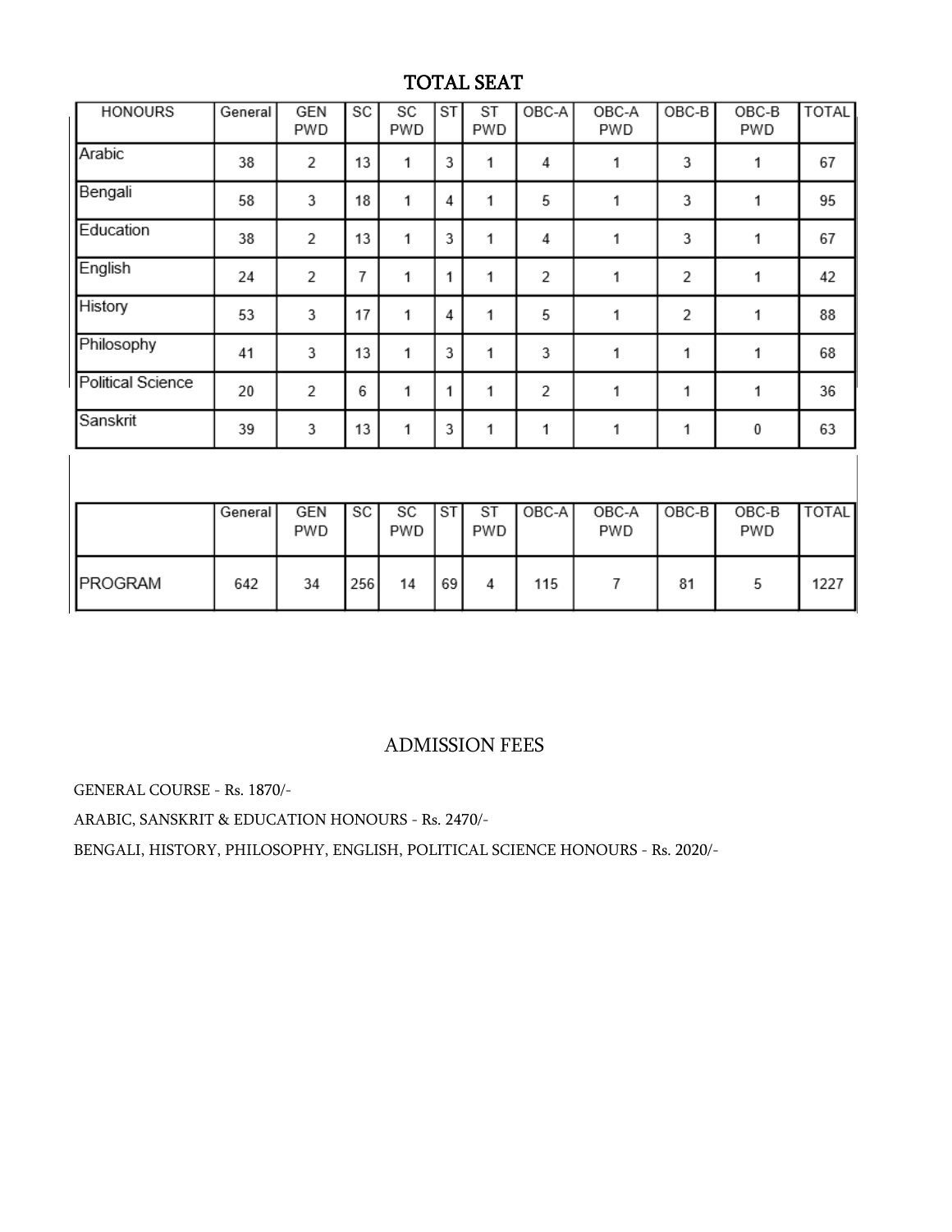## TOTAL SEAT

| HONOURS | General | GEN PWD | SC | SC PWD | ST | ST PWD | OBC-A | OBC-A PWD | OBC-B | OBC-B PWD | TOTAL |
|---|---|---|---|---|---|---|---|---|---|---|---|
| Arabic | 38 | 2 | 13 | 1 | 3 | 1 | 4 | 1 | 3 | 1 | 67 |
| Bengali | 58 | 3 | 18 | 1 | 4 | 1 | 5 | 1 | 3 | 1 | 95 |
| Education | 38 | 2 | 13 | 1 | 3 | 1 | 4 | 1 | 3 | 1 | 67 |
| English | 24 | 2 | 7 | 1 | 1 | 1 | 2 | 1 | 2 | 1 | 42 |
| History | 53 | 3 | 17 | 1 | 4 | 1 | 5 | 1 | 2 | 1 | 88 |
| Philosophy | 41 | 3 | 13 | 1 | 3 | 1 | 3 | 1 | 1 | 1 | 68 |
| Political Science | 20 | 2 | 6 | 1 | 1 | 1 | 2 | 1 | 1 | 1 | 36 |
| Sanskrit | 39 | 3 | 13 | 1 | 3 | 1 | 1 | 1 | 1 | 0 | 63 |

| | General | GEN PWD | SC | SC PWD | ST | ST PWD | OBC-A | OBC-A PWD | OBC-B | OBC-B PWD | TOTAL |
|---|---|---|---|---|---|---|---|---|---|---|---|
| PROGRAM | 642 | 34 | 256 | 14 | 69 | 4 | 115 | 7 | 81 | 5 | 1227 |

## ADMISSION FEES

GENERAL COURSE - Rs. 1870/-

ARABIC, SANSKRIT & EDUCATION HONOURS - Rs. 2470/-

BENGALI, HISTORY, PHILOSOPHY, ENGLISH, POLITICAL SCIENCE HONOURS - Rs. 2020/-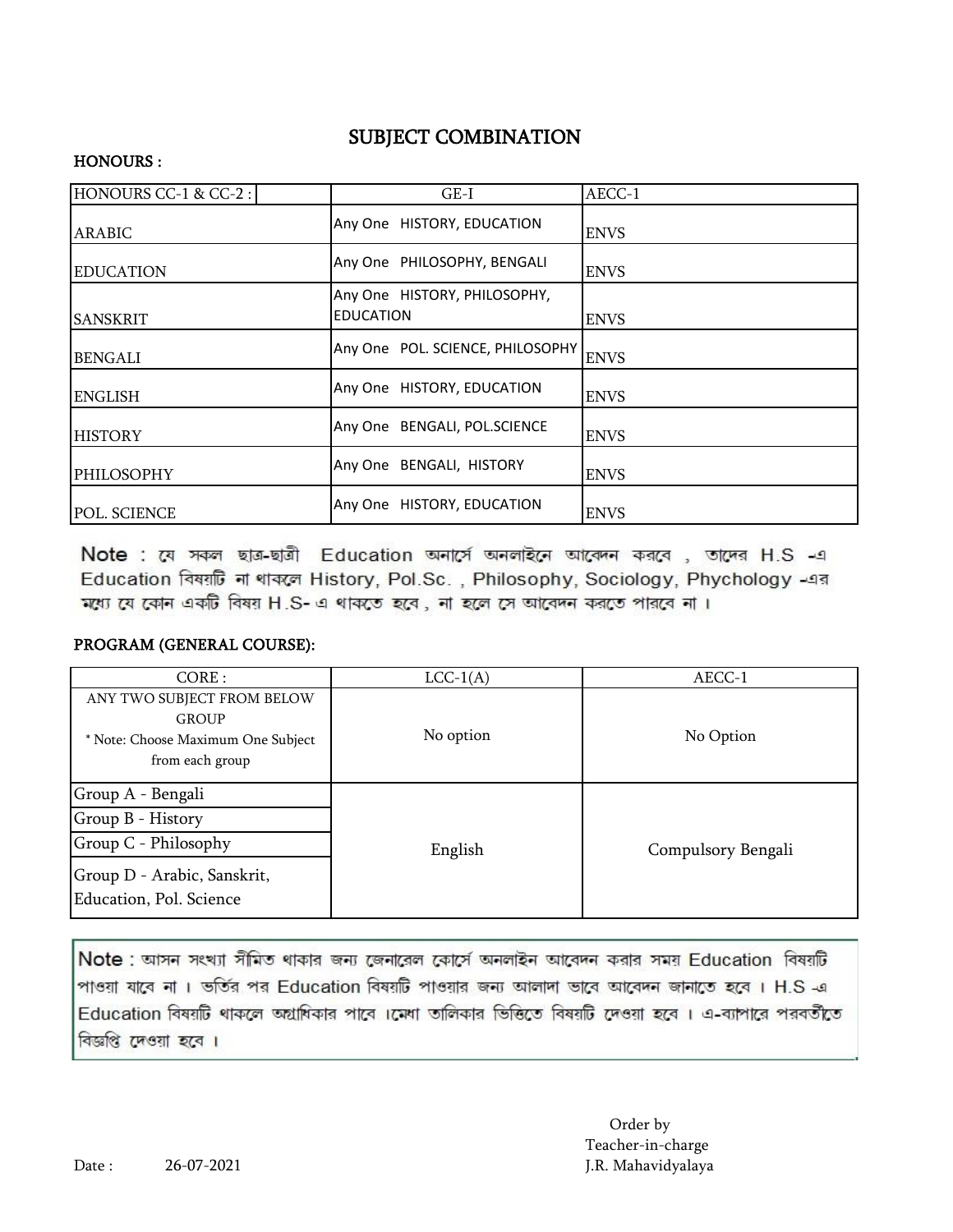# SUBJECT COMBINATION

## HONOURS :

| HONOURS CC-1 & CC-2 : | GE-I | AECC-1 |
|---|---|---|
| ARABIC | Any One HISTORY, EDUCATION | ENVS |
| EDUCATION | Any One PHILOSOPHY, BENGALI | ENVS |
| SANSKRIT | Any One HISTORY, PHILOSOPHY, EDUCATION | ENVS |
| BENGALI | Any One POL. SCIENCE, PHILOSOPHY | ENVS |
| ENGLISH | Any One HISTORY, EDUCATION | ENVS |
| HISTORY | Any One BENGALI, POL.SCIENCE | ENVS |
| PHILOSOPHY | Any One BENGALI, HISTORY | ENVS |
| POL. SCIENCE | Any One HISTORY, EDUCATION | ENVS |

**Note** : যে সকল ছাত্র-ছাত্রী Education অনার্সে অনলাইনে আবেদন করবে , তাদের H.S -এ Education বিষয়টি না থাকলে History, Pol.Sc. , Philosophy, Sociology, Phychology -এর মধ্যে যে কোন একটি বিষয় H.S- এ থাকতে হবে , না হলে সে আবেদন করতে পারবে না ।

## PROGRAM (GENERAL COURSE):

| CORE : | LCC-1(A) | AECC-1 |
|---|---|---|
| ANY TWO SUBJECT FROM BELOW GROUP<br>* Note: Choose Maximum One Subject from each group | No option | No Option |
| Group A - Bengali<br>Group B - History<br>Group C - Philosophy<br>Group D - Arabic, Sanskrit, Education, Pol. Science | English | Compulsory Bengali |

**Note** : আসন সংখ্যা সীমিত থাকার জন্য জেনারেল কোর্সে অনলাইন আবেদন করার সময় Education বিষয়টি পাওয়া যাবে না । ভর্তির পর Education বিষয়টি পাওয়ার জন্য আলাদা ভাবে আবেদন জানাতে হবে । H.S -এ Education বিষয়টি থাকলে অগ্রাধিকার পাবে ।মেধা তালিকার ভিত্তিতে বিষয়টি দেওয়া হবে । এ-ব্যাপারে পরবর্তীতে বিজ্ঞপ্তি দেওয়া হবে ।

Order by
Teacher-in-charge
J.R. Mahavidyalaya

Date : 26-07-2021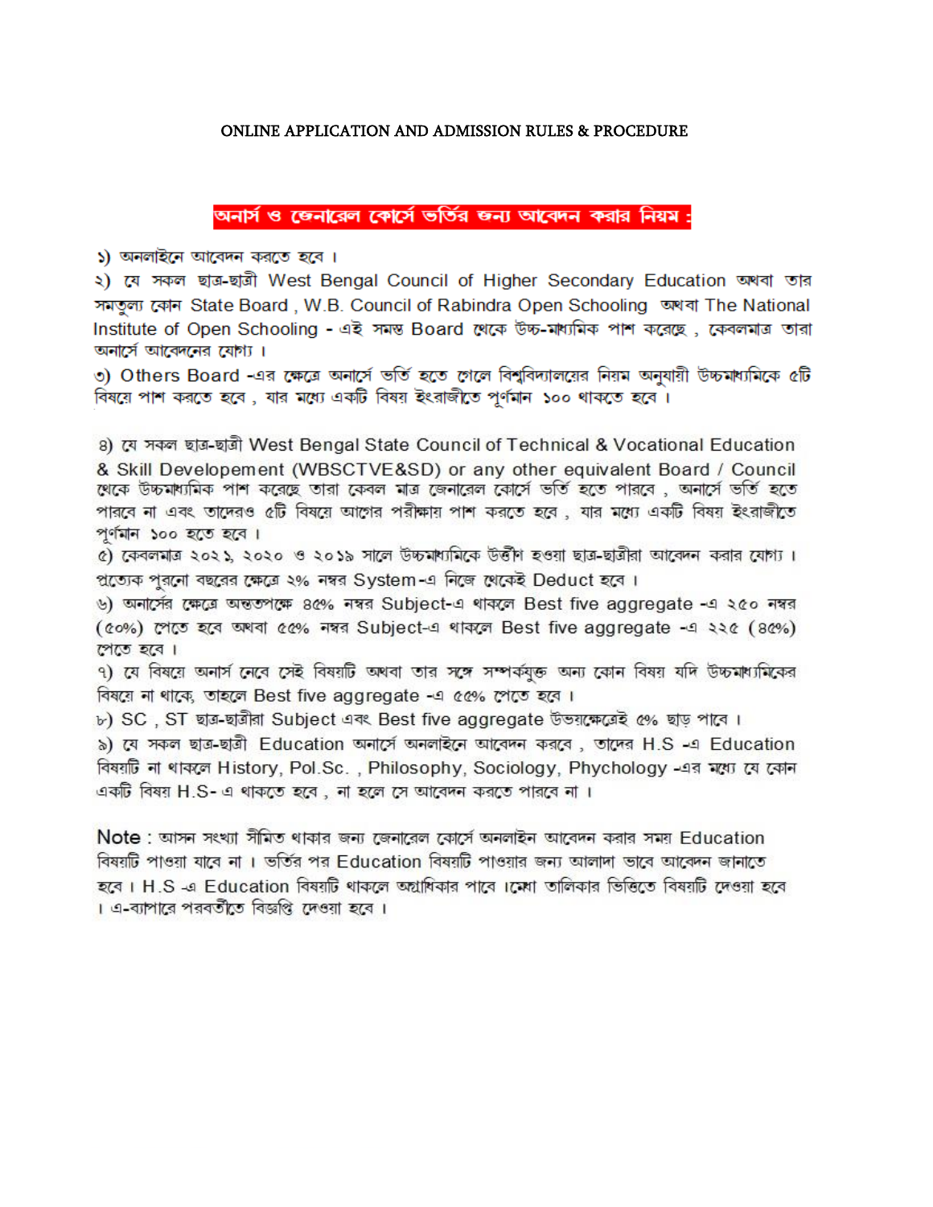# ONLINE APPLICATION AND ADMISSION RULES & PROCEDURE

## অনার্স ও জেনারেল কোর্সে ভর্তির জন্য আবেদন করার নিয়ম :

১) অনলাইনে আবেদন করতে হবে ।

২) যে সকল ছাত্র-ছাত্রী West Bengal Council of Higher Secondary Education অথবা তার সমতুল্য কোন State Board , W.B. Council of Rabindra Open Schooling অথবা The National Institute of Open Schooling - এই সমস্ত Board থেকে উচ্চ-মাধ্যমিক পাশ করেছে , কেবলমাত্র তারা অনার্সে আবেদনের যোগ্য ।

৩) Others Board -এর ক্ষেত্রে অনার্সে ভর্তি হতে গেলে বিশ্ববিদ্যালয়ের নিয়ম অনুযায়ী উচ্চমাধ্যমিকে ৫টি বিষয়ে পাশ করতে হবে , যার মধ্যে একটি বিষয় ইংরাজীতে পূর্ণমান ১০০ থাকতে হবে ।

৪) যে সকল ছাত্র-ছাত্রী West Bengal State Council of Technical & Vocational Education & Skill Developement (WBSCTVE&SD) or any other equivalent Board / Council থেকে উচ্চমাধ্যমিক পাশ করেছে তারা কেবল মাত্র জেনারেল কোর্সে ভর্তি হতে পারবে , অনার্সে ভর্তি হতে পারবে না এবং তাদেরও ৫টি বিষয়ে আগের পরীক্ষায় পাশ করতে হবে , যার মধ্যে একটি বিষয় ইংরাজীতে পূর্ণমান ১০০ হতে হবে ।

৫) কেবলমাত্র ২০২১, ২০২০ ও ২০১৯ সালে উচ্চমাধ্যমিকে উত্তীর্ণ হওয়া ছাত্র-ছাত্রীরা আবেদন করার যোগ্য । প্রত্যেক পুরনো বছরের ক্ষেত্রে ২% নম্বর System-এ নিজে থেকেই Deduct হবে ।

৬) অনার্সের ক্ষেত্রে অন্ততপক্ষে ৪৫% নম্বর Subject-এ থাকলে Best five aggregate -এ ২৫০ নম্বর (৫০%) পেতে হবে অথবা ৫৫% নম্বর Subject-এ থাকলে Best five aggregate -এ ২২৫ (৪৫%) পেতে হবে ।

৭) যে বিষয়ে অনার্স নেবে সেই বিষয়টি অথবা তার সঙ্গে সম্পর্কযুক্ত অন্য কোন বিষয় যদি উচ্চমাধ্যমিকের বিষয়ে না থাকে, তাহলে Best five aggregate -এ ৫৫% পেতে হবে ।

৮) SC , ST ছাত্র-ছাত্রীরা Subject এবং Best five aggregate উভয়ক্ষেত্রেই ৫% ছাড় পাবে ।

৯) যে সকল ছাত্র-ছাত্রী Education অনার্সে অনলাইনে আবেদন করবে , তাদের H.S -এ Education বিষয়টি না থাকলে History, Pol.Sc. , Philosophy, Sociology, Phychology -এর মধ্যে যে কোন একটি বিষয় H.S- এ থাকতে হবে , না হলে সে আবেদন করতে পারবে না ।

Note : আসন সংখ্যা সীমিত থাকার জন্য জেনারেল কোর্সে অনলাইন আবেদন করার সময় Education বিষয়টি পাওয়া যাবে না । ভর্তির পর Education বিষয়টি পাওয়ার জন্য আলাদা ভাবে আবেদন জানাতে হবে । H.S -এ Education বিষয়টি থাকলে অগ্রাধিকার পাবে ।মেধা তালিকার ভিত্তিতে বিষয়টি দেওয়া হবে । এ-ব্যাপারে পরবর্তীতে বিজ্ঞপ্তি দেওয়া হবে ।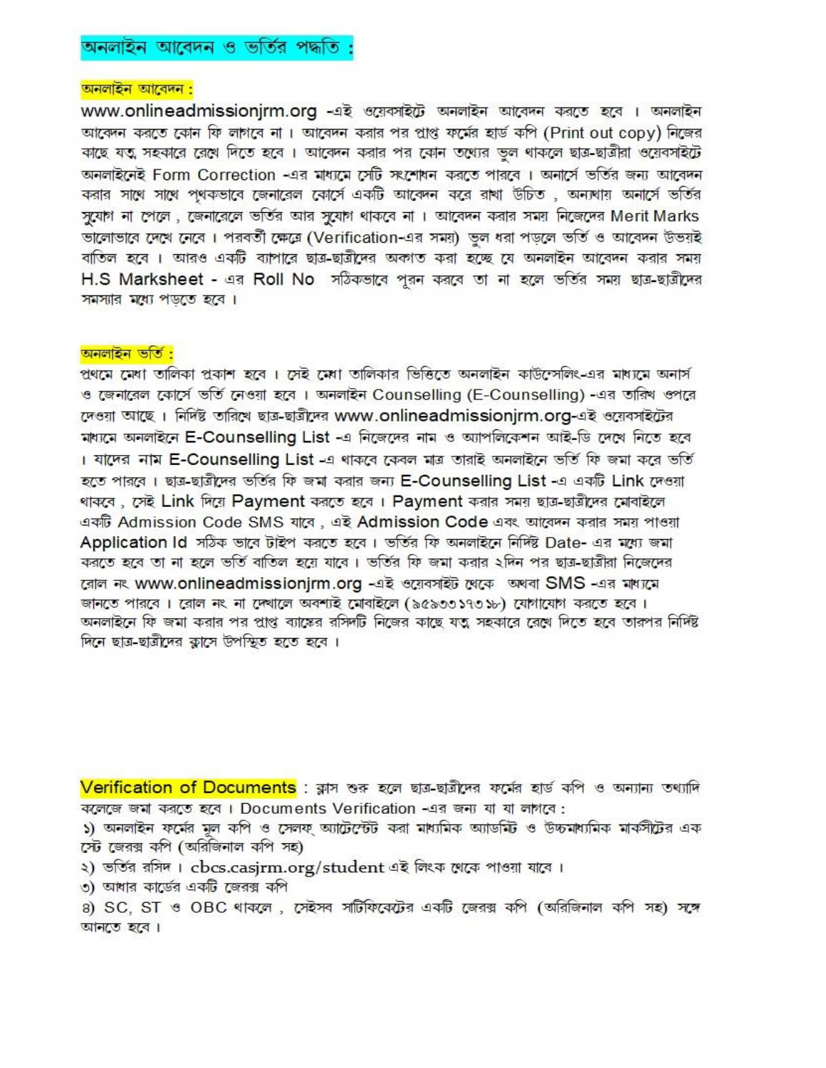## অনলাইন আবেদন ও ভর্তির পদ্ধতি :

### অনলাইন আবেদন :

www.onlineadmissionjrm.org -এই ওয়েবসাইটে অনলাইন আবেদন করতে হবে । অনলাইন আবেদন করতে কোন ফি লাগবে না । আবেদন করার পর প্রাপ্ত ফর্মের হার্ড কপি (Print out copy) নিজের কাছে যত্ন সহকারে রেখে দিতে হবে । আবেদন করার পর কোন তথ্যের ভুল থাকলে ছাত্র-ছাত্রীরা ওয়েবসাইটে অনলাইনেই Form Correction -এর মাধ্যমে সেটি সংশোধন করতে পারবে । অনার্সে ভর্তির জন্য আবেদন করার সাথে সাথে পৃথকভাবে জেনারেল কোর্সে একটি আবেদন করে রাখা উচিত , অন্যথায় অনার্সে ভর্তির সুযোগ না পেলে , জেনারেলে ভর্তির আর সুযোগ থাকবে না । আবেদন করার সময় নিজেদের Merit Marks ভালোভাবে দেখে নেবে । পরবর্তী ক্ষেত্রে (Verification-এর সময়) ভুল ধরা পড়লে ভর্তি ও আবেদন উভয়ই বাতিল হবে । আরও একটি ব্যাপারে ছাত্র-ছাত্রীদের অবগত করা হচ্ছে যে অনলাইন আবেদন করার সময় H.S Marksheet - এর Roll No সঠিকভাবে পূরন করবে তা না হলে ভর্তির সময় ছাত্র-ছাত্রীদের সমস্যার মধ্যে পড়তে হবে ।

### অনলাইন ভর্তি :

প্রথমে মেধা তালিকা প্রকাশ হবে । সেই মেধা তালিকার ভিত্তিতে অনলাইন কাউন্সেলিং-এর মাধ্যমে অনার্স ও জেনারেল কোর্সে ভর্তি নেওয়া হবে । অনলাইন Counselling (E-Counselling) -এর তারিখ ওপরে দেওয়া আছে । নির্দিষ্ট তারিখে ছাত্র-ছাত্রীদের www.onlineadmissionjrm.org-এই ওয়েবসাইটের মাধ্যমে অনলাইনে E-Counselling List -এ নিজেদের নাম ও অ্যাপলিকেশন আই-ডি দেখে নিতে হবে । যাদের নাম E-Counselling List -এ থাকবে কেবল মাত্র তারাই অনলাইনে ভর্তি ফি জমা করে ভর্তি হতে পারবে । ছাত্র-ছাত্রীদের ভর্তির ফি জমা করার জন্য E-Counselling List -এ একটি Link দেওয়া থাকবে , সেই Link দিয়ে Payment করতে হবে । Payment করার সময় ছাত্র-ছাত্রীদের মোবাইলে একটি Admission Code SMS যাবে , এই Admission Code এবং আবেদন করার সময় পাওয়া Application Id সঠিক ভাবে টাইপ করতে হবে । ভর্তির ফি অনলাইনে নির্দিষ্ট Date- এর মধ্যে জমা করতে হবে তা না হলে ভর্তি বাতিল হয়ে যাবে । ভর্তির ফি জমা করার ২দিন পর ছাত্র-ছাত্রীরা নিজেদের রোল নং www.onlineadmissionjrm.org -এই ওয়েবসাইট থেকে অথবা SMS -এর মাধ্যমে জানতে পারবে । রোল নং না দেখালে অবশ্যই মোবাইলে (৯৫৯৩৩১৭৩১৮) যোগাযোগ করতে হবে । অনলাইনে ফি জমা করার পর প্রাপ্ত ব্যাঙ্কের রসিদটি নিজের কাছে যত্ন সহকারে রেখে দিতে হবে তারপর নির্দিষ্ট দিনে ছাত্র-ছাত্রীদের ক্লাসে উপস্থিত হতে হবে ।

**Verification of Documents** : ক্লাস শুরু হলে ছাত্র-ছাত্রীদের ফর্মের হার্ড কপি ও অন্যান্য তথ্যাদি কলেজে জমা করতে হবে । Documents Verification -এর জন্য যা যা লাগবে :

১) অনলাইন ফর্মের মূল কপি ও সেলফ অ্যাটেস্টেট করা মাধ্যমিক অ্যাডমিট ও উচ্চমাধ্যমিক মার্কসীটের এক সেট জেরক্স কপি (অরিজিনাল কপি সহ)

২) ভর্তির রসিদ । cbcs.casjrm.org/student এই লিংক থেকে পাওয়া যাবে ।

৩) আধার কার্ডের একটি জেরক্স কপি

৪) SC, ST ও OBC থাকলে , সেইসব সার্টিফিকেটের একটি জেরক্স কপি (অরিজিনাল কপি সহ) সঙ্গে আনতে হবে ।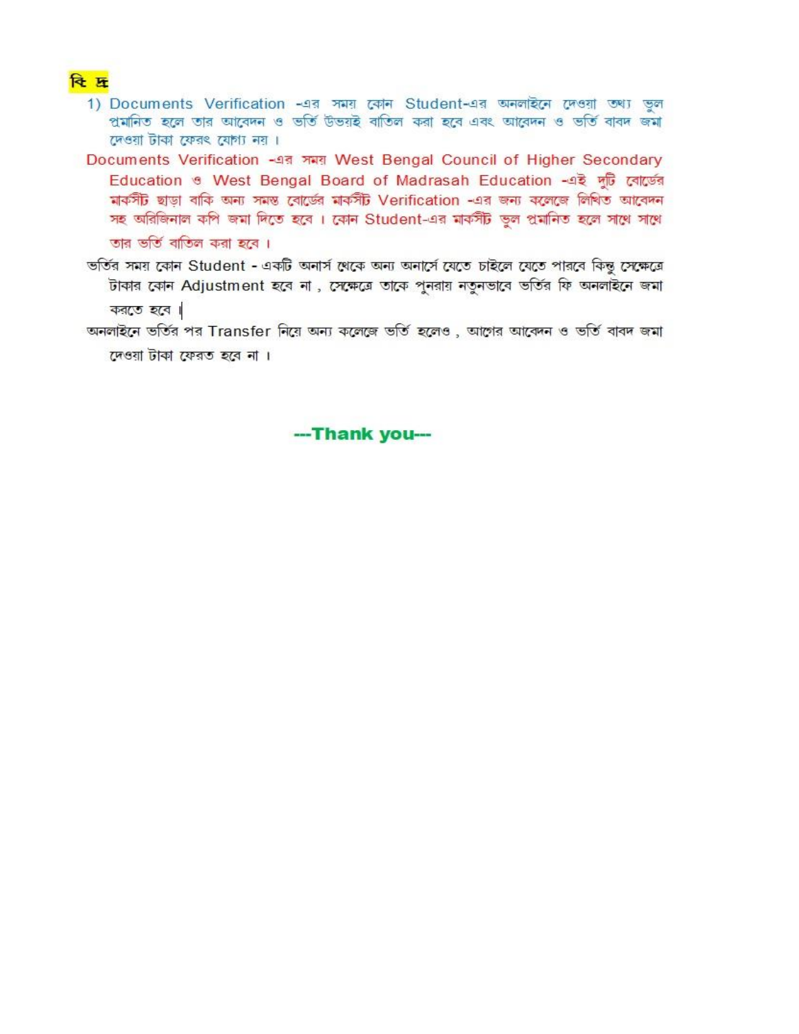**বি দ্র**

1) Documents Verification -এর সময় কোন Student-এর অনলাইনে দেওয়া তথ্য ভুল প্রমানিত হলে তার আবেদন ও ভর্তি উভয়ই বাতিল করা হবে এবং আবেদন ও ভর্তি বাবদ জমা দেওয়া টাকা ফেরৎ যোগ্য নয় ।

Documents Verification -এর সময় West Bengal Council of Higher Secondary Education ও West Bengal Board of Madrasah Education -এই দুটি বোর্ডের মার্কসীট ছাড়া বাকি অন্য সমস্ত বোর্ডের মার্কসীট Verification -এর জন্য কলেজে লিখিত আবেদন সহ অরিজিনাল কপি জমা দিতে হবে । কোন Student-এর মার্কসীট ভুল প্রমানিত হলে সাথে সাথে তার ভর্তি বাতিল করা হবে ।

ভর্তির সময় কোন Student - একটি অনার্স থেকে অন্য অনার্সে যেতে চাইলে যেতে পারবে কিন্তু সেক্ষেত্রে টাকার কোন Adjustment হবে না , সেক্ষেত্রে তাকে পুনরায় নতুনভাবে ভর্তির ফি অনলাইনে জমা করতে হবে ।

অনলাইনে ভর্তির পর Transfer নিয়ে অন্য কলেজে ভর্তি হলেও , আগের আবেদন ও ভর্তি বাবদ জমা দেওয়া টাকা ফেরত হবে না ।

**---Thank you---**